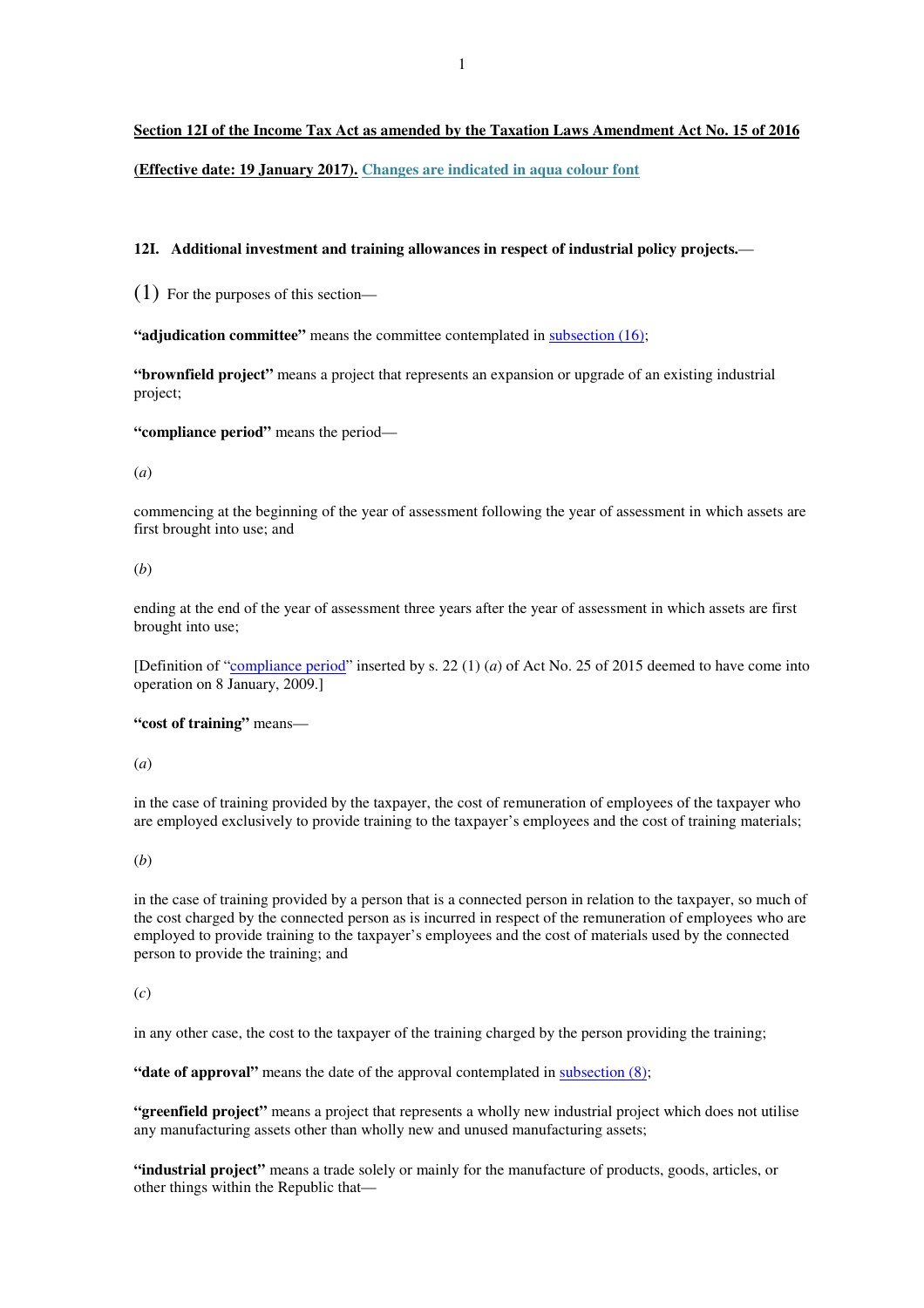**Section 12I of the Income Tax Act as amended by the Taxation Laws Amendment Act No. 15 of 2016**

**(Effective date: 19 January 2017).** **Changes are indicated in aqua colour font**

**12I. Additional investment and training allowances in respect of industrial policy projects.—**

(1) For the purposes of this section—

**"adjudication committee"** means the committee contemplated in subsection (16);

**"brownfield project"** means a project that represents an expansion or upgrade of an existing industrial project;

**"compliance period"** means the period—

(*a*)

commencing at the beginning of the year of assessment following the year of assessment in which assets are first brought into use; and

(*b*)

ending at the end of the year of assessment three years after the year of assessment in which assets are first brought into use;

[Definition of "compliance period" inserted by s. 22 (1) (*a*) of Act No. 25 of 2015 deemed to have come into operation on 8 January, 2009.]

**"cost of training"** means—

(*a*)

in the case of training provided by the taxpayer, the cost of remuneration of employees of the taxpayer who are employed exclusively to provide training to the taxpayer's employees and the cost of training materials;

(*b*)

in the case of training provided by a person that is a connected person in relation to the taxpayer, so much of the cost charged by the connected person as is incurred in respect of the remuneration of employees who are employed to provide training to the taxpayer's employees and the cost of materials used by the connected person to provide the training; and

(*c*)

in any other case, the cost to the taxpayer of the training charged by the person providing the training;

**"date of approval"** means the date of the approval contemplated in subsection (8);

**"greenfield project"** means a project that represents a wholly new industrial project which does not utilise any manufacturing assets other than wholly new and unused manufacturing assets;

**"industrial project"** means a trade solely or mainly for the manufacture of products, goods, articles, or other things within the Republic that—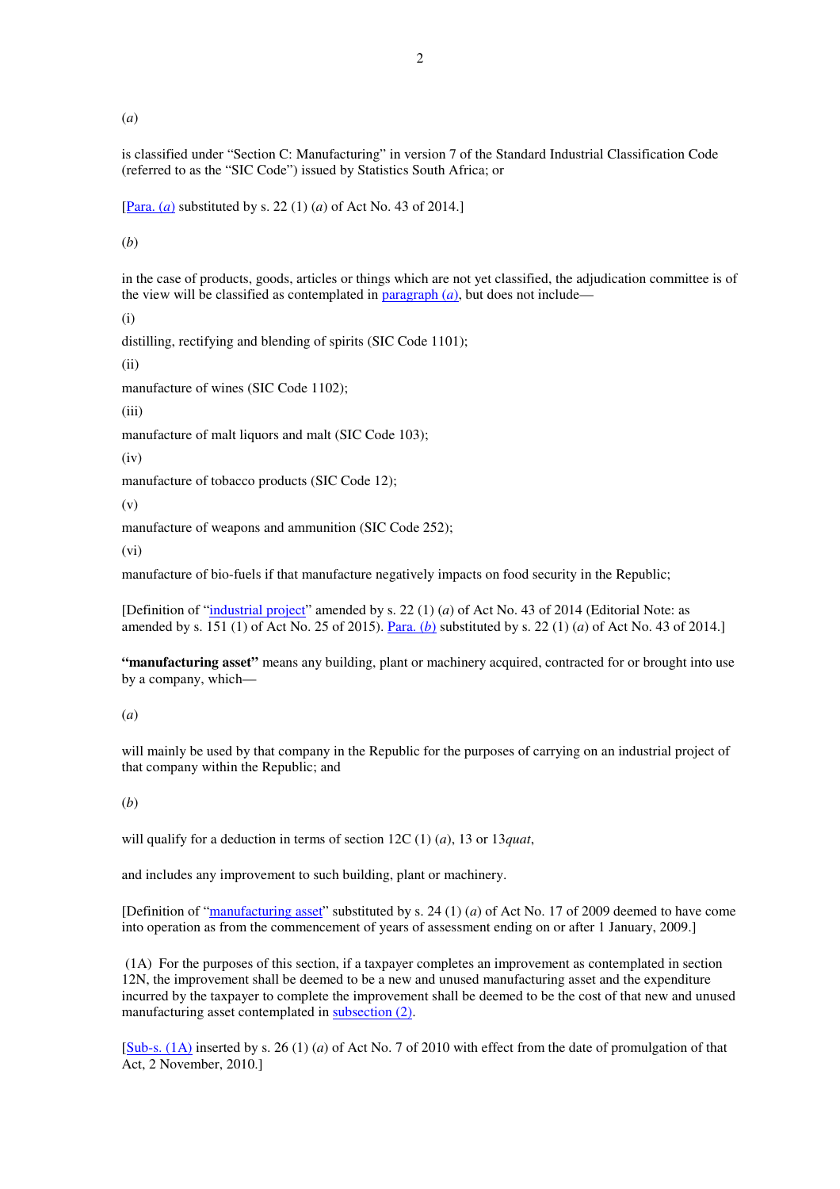(*a*)

is classified under "Section C: Manufacturing" in version 7 of the Standard Industrial Classification Code (referred to as the "SIC Code") issued by Statistics South Africa; or

[Para. (*a*) substituted by s. 22 (1) (*a*) of Act No. 43 of 2014.]

(*b*)

in the case of products, goods, articles or things which are not yet classified, the adjudication committee is of the view will be classified as contemplated in paragraph (*a*), but does not include—

(i)

distilling, rectifying and blending of spirits (SIC Code 1101);

(ii)

manufacture of wines (SIC Code 1102);

(iii)

manufacture of malt liquors and malt (SIC Code 103);

(iv)

manufacture of tobacco products (SIC Code 12);

(v)

manufacture of weapons and ammunition (SIC Code 252);

(vi)

manufacture of bio-fuels if that manufacture negatively impacts on food security in the Republic;

[Definition of "industrial project" amended by s. 22 (1) (*a*) of Act No. 43 of 2014 (Editorial Note: as amended by s. 151 (1) of Act No. 25 of 2015). Para. (*b*) substituted by s. 22 (1) (*a*) of Act No. 43 of 2014.]

**"manufacturing asset"** means any building, plant or machinery acquired, contracted for or brought into use by a company, which—

(*a*)

will mainly be used by that company in the Republic for the purposes of carrying on an industrial project of that company within the Republic; and

(*b*)

will qualify for a deduction in terms of section 12C (1) (*a*), 13 or 13*quat*,

and includes any improvement to such building, plant or machinery.

[Definition of "manufacturing asset" substituted by s. 24 (1) (*a*) of Act No. 17 of 2009 deemed to have come into operation as from the commencement of years of assessment ending on or after 1 January, 2009.]

(1A) For the purposes of this section, if a taxpayer completes an improvement as contemplated in section 12N, the improvement shall be deemed to be a new and unused manufacturing asset and the expenditure incurred by the taxpayer to complete the improvement shall be deemed to be the cost of that new and unused manufacturing asset contemplated in subsection (2).

[Sub-s. (1A) inserted by s. 26 (1) (*a*) of Act No. 7 of 2010 with effect from the date of promulgation of that Act, 2 November, 2010.]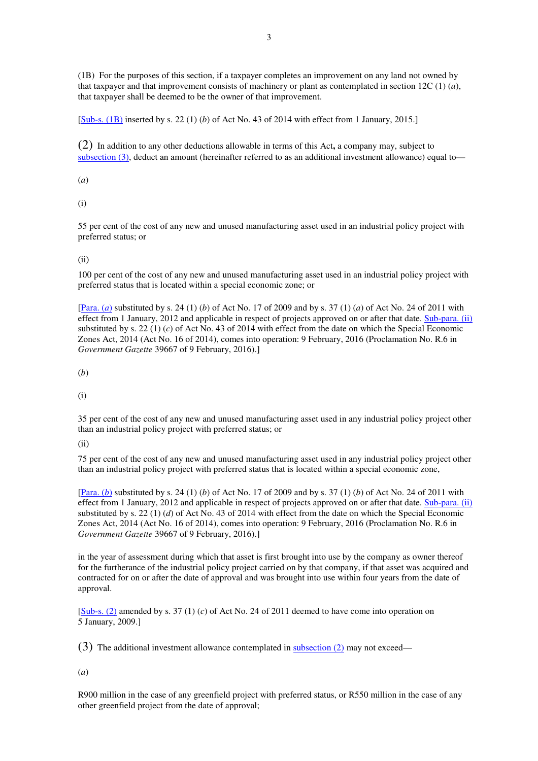(1B) For the purposes of this section, if a taxpayer completes an improvement on any land not owned by that taxpayer and that improvement consists of machinery or plant as contemplated in section 12C (1) (*a*), that taxpayer shall be deemed to be the owner of that improvement.

[Sub-s. (1B) inserted by s. 22 (1) (*b*) of Act No. 43 of 2014 with effect from 1 January, 2015.]

(2) In addition to any other deductions allowable in terms of this Act**,** a company may, subject to subsection (3), deduct an amount (hereinafter referred to as an additional investment allowance) equal to—

(*a*)

(i)

55 per cent of the cost of any new and unused manufacturing asset used in an industrial policy project with preferred status; or

(ii)

100 per cent of the cost of any new and unused manufacturing asset used in an industrial policy project with preferred status that is located within a special economic zone; or

[Para. (*a*) substituted by s. 24 (1) (*b*) of Act No. 17 of 2009 and by s. 37 (1) (*a*) of Act No. 24 of 2011 with effect from 1 January, 2012 and applicable in respect of projects approved on or after that date. Sub-para. (ii) substituted by s. 22 (1) (*c*) of Act No. 43 of 2014 with effect from the date on which the Special Economic Zones Act, 2014 (Act No. 16 of 2014), comes into operation: 9 February, 2016 (Proclamation No. R.6 in *Government Gazette* 39667 of 9 February, 2016).]

(*b*)

(i)

35 per cent of the cost of any new and unused manufacturing asset used in any industrial policy project other than an industrial policy project with preferred status; or

(ii)

75 per cent of the cost of any new and unused manufacturing asset used in any industrial policy project other than an industrial policy project with preferred status that is located within a special economic zone,

[Para. (*b*) substituted by s. 24 (1) (*b*) of Act No. 17 of 2009 and by s. 37 (1) (*b*) of Act No. 24 of 2011 with effect from 1 January, 2012 and applicable in respect of projects approved on or after that date. Sub-para. (ii) substituted by s. 22 (1) (*d*) of Act No. 43 of 2014 with effect from the date on which the Special Economic Zones Act, 2014 (Act No. 16 of 2014), comes into operation: 9 February, 2016 (Proclamation No. R.6 in *Government Gazette* 39667 of 9 February, 2016).]

in the year of assessment during which that asset is first brought into use by the company as owner thereof for the furtherance of the industrial policy project carried on by that company, if that asset was acquired and contracted for on or after the date of approval and was brought into use within four years from the date of approval.

[Sub-s. (2) amended by s. 37 (1) (*c*) of Act No. 24 of 2011 deemed to have come into operation on 5 January, 2009.]

(3) The additional investment allowance contemplated in subsection (2) may not exceed—

(*a*)

R900 million in the case of any greenfield project with preferred status, or R550 million in the case of any other greenfield project from the date of approval;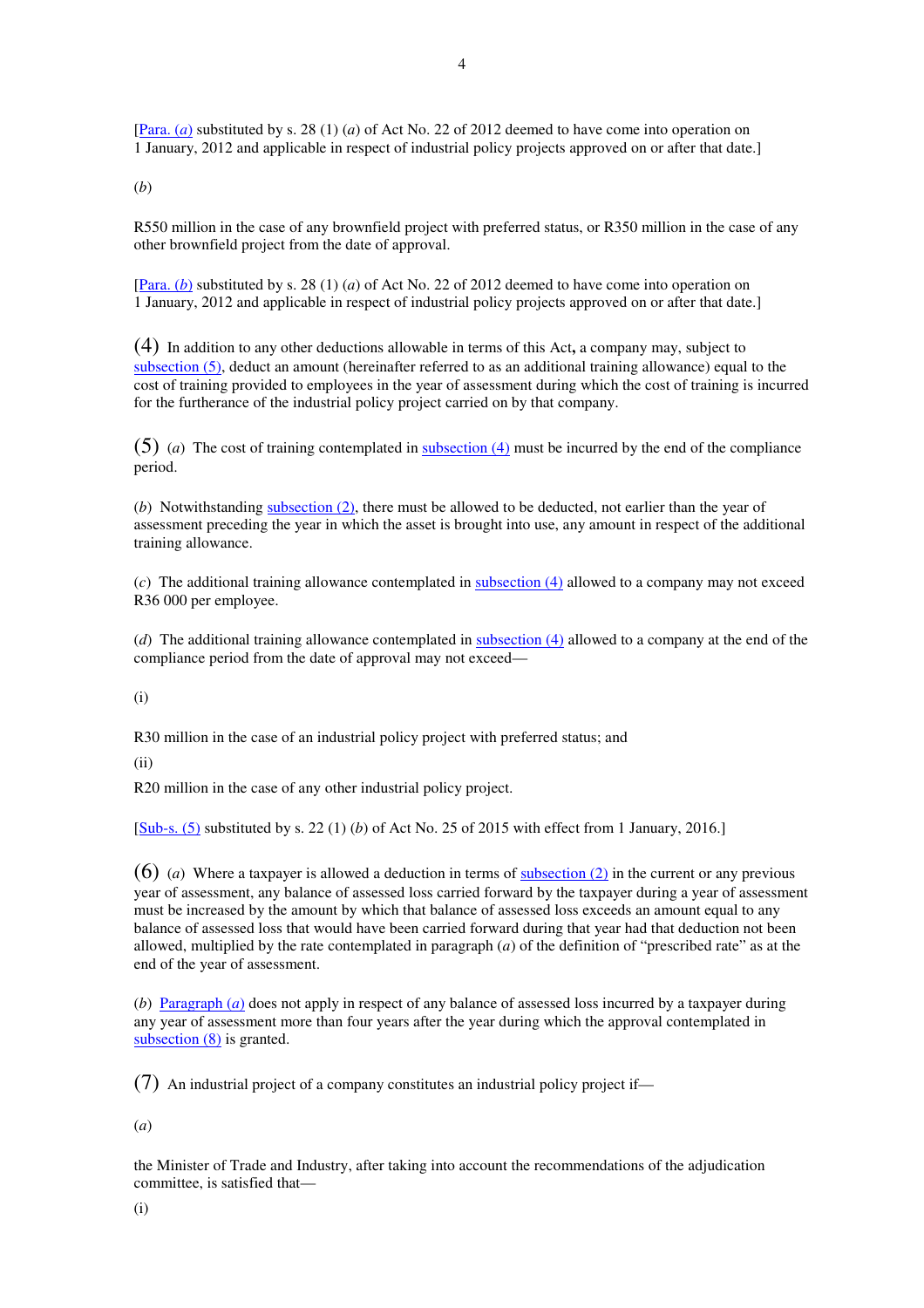[Para. (*a*) substituted by s. 28 (1) (*a*) of Act No. 22 of 2012 deemed to have come into operation on 1 January, 2012 and applicable in respect of industrial policy projects approved on or after that date.]

(*b*)

R550 million in the case of any brownfield project with preferred status, or R350 million in the case of any other brownfield project from the date of approval.

[Para. (*b*) substituted by s. 28 (1) (*a*) of Act No. 22 of 2012 deemed to have come into operation on 1 January, 2012 and applicable in respect of industrial policy projects approved on or after that date.]

(4) In addition to any other deductions allowable in terms of this Act**,** a company may, subject to subsection (5), deduct an amount (hereinafter referred to as an additional training allowance) equal to the cost of training provided to employees in the year of assessment during which the cost of training is incurred for the furtherance of the industrial policy project carried on by that company.

(5) (*a*) The cost of training contemplated in subsection (4) must be incurred by the end of the compliance period.

(*b*) Notwithstanding subsection (2), there must be allowed to be deducted, not earlier than the year of assessment preceding the year in which the asset is brought into use, any amount in respect of the additional training allowance.

(*c*) The additional training allowance contemplated in subsection (4) allowed to a company may not exceed R36 000 per employee.

(*d*) The additional training allowance contemplated in subsection (4) allowed to a company at the end of the compliance period from the date of approval may not exceed—

(i)

R30 million in the case of an industrial policy project with preferred status; and

(ii)

R20 million in the case of any other industrial policy project.

[Sub-s. (5) substituted by s. 22 (1) (*b*) of Act No. 25 of 2015 with effect from 1 January, 2016.]

(6) (*a*) Where a taxpayer is allowed a deduction in terms of subsection (2) in the current or any previous year of assessment, any balance of assessed loss carried forward by the taxpayer during a year of assessment must be increased by the amount by which that balance of assessed loss exceeds an amount equal to any balance of assessed loss that would have been carried forward during that year had that deduction not been allowed, multiplied by the rate contemplated in paragraph (*a*) of the definition of "prescribed rate" as at the end of the year of assessment.

(*b*) Paragraph (*a*) does not apply in respect of any balance of assessed loss incurred by a taxpayer during any year of assessment more than four years after the year during which the approval contemplated in subsection (8) is granted.

(7) An industrial project of a company constitutes an industrial policy project if—

(*a*)

the Minister of Trade and Industry, after taking into account the recommendations of the adjudication committee, is satisfied that—

(i)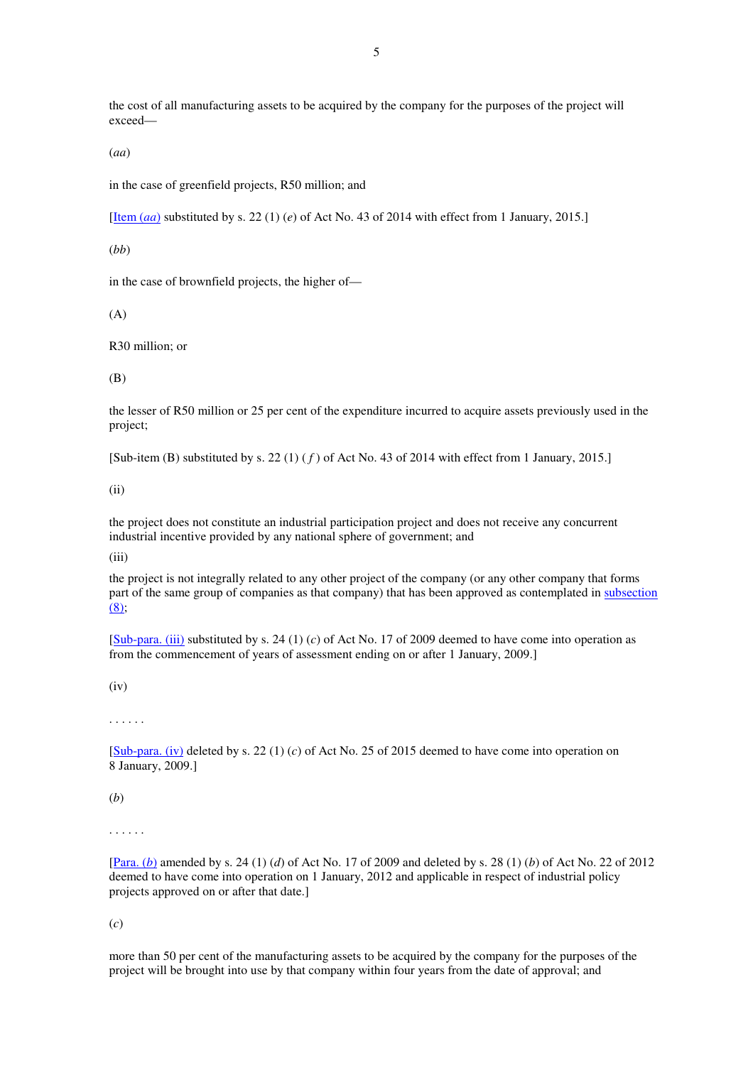the cost of all manufacturing assets to be acquired by the company for the purposes of the project will exceed—

(*aa*)

in the case of greenfield projects, R50 million; and

[Item (*aa*) substituted by s. 22 (1) (*e*) of Act No. 43 of 2014 with effect from 1 January, 2015.]

(*bb*)

in the case of brownfield projects, the higher of—

(A)

R30 million; or

(B)

the lesser of R50 million or 25 per cent of the expenditure incurred to acquire assets previously used in the project;

[Sub-item (B) substituted by s. 22 (1) (*f*) of Act No. 43 of 2014 with effect from 1 January, 2015.]

(ii)

the project does not constitute an industrial participation project and does not receive any concurrent industrial incentive provided by any national sphere of government; and

(iii)

the project is not integrally related to any other project of the company (or any other company that forms part of the same group of companies as that company) that has been approved as contemplated in subsection (8);

[Sub-para. (iii) substituted by s. 24 (1) (*c*) of Act No. 17 of 2009 deemed to have come into operation as from the commencement of years of assessment ending on or after 1 January, 2009.]

(iv)

. . . . . .

[Sub-para. (iv) deleted by s. 22 (1) (*c*) of Act No. 25 of 2015 deemed to have come into operation on 8 January, 2009.]

(*b*)

. . . . . .

[Para. (*b*) amended by s. 24 (1) (*d*) of Act No. 17 of 2009 and deleted by s. 28 (1) (*b*) of Act No. 22 of 2012 deemed to have come into operation on 1 January, 2012 and applicable in respect of industrial policy projects approved on or after that date.]

(*c*)

more than 50 per cent of the manufacturing assets to be acquired by the company for the purposes of the project will be brought into use by that company within four years from the date of approval; and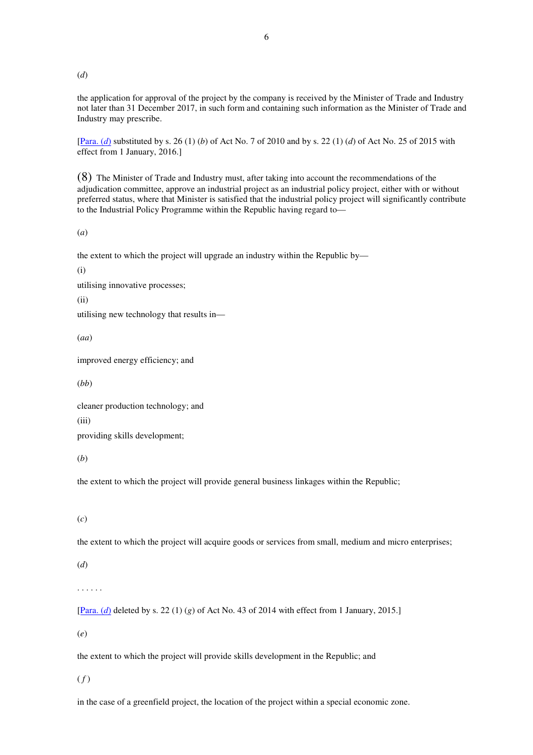(*d*)

the application for approval of the project by the company is received by the Minister of Trade and Industry not later than 31 December 2017, in such form and containing such information as the Minister of Trade and Industry may prescribe.

[Para. (*d*) substituted by s. 26 (1) (*b*) of Act No. 7 of 2010 and by s. 22 (1) (*d*) of Act No. 25 of 2015 with effect from 1 January, 2016.]

(8) The Minister of Trade and Industry must, after taking into account the recommendations of the adjudication committee, approve an industrial project as an industrial policy project, either with or without preferred status, where that Minister is satisfied that the industrial policy project will significantly contribute to the Industrial Policy Programme within the Republic having regard to—

(*a*)

the extent to which the project will upgrade an industry within the Republic by—

(i)

utilising innovative processes;

(ii)

utilising new technology that results in—

(*aa*)

improved energy efficiency; and

(*bb*)

cleaner production technology; and

(iii)

providing skills development;

(*b*)

the extent to which the project will provide general business linkages within the Republic;

(*c*)

the extent to which the project will acquire goods or services from small, medium and micro enterprises;

(*d*)

. . . . . .

[Para. (*d*) deleted by s. 22 (1) (*g*) of Act No. 43 of 2014 with effect from 1 January, 2015.]

(*e*)

the extent to which the project will provide skills development in the Republic; and

(*f*)

in the case of a greenfield project, the location of the project within a special economic zone.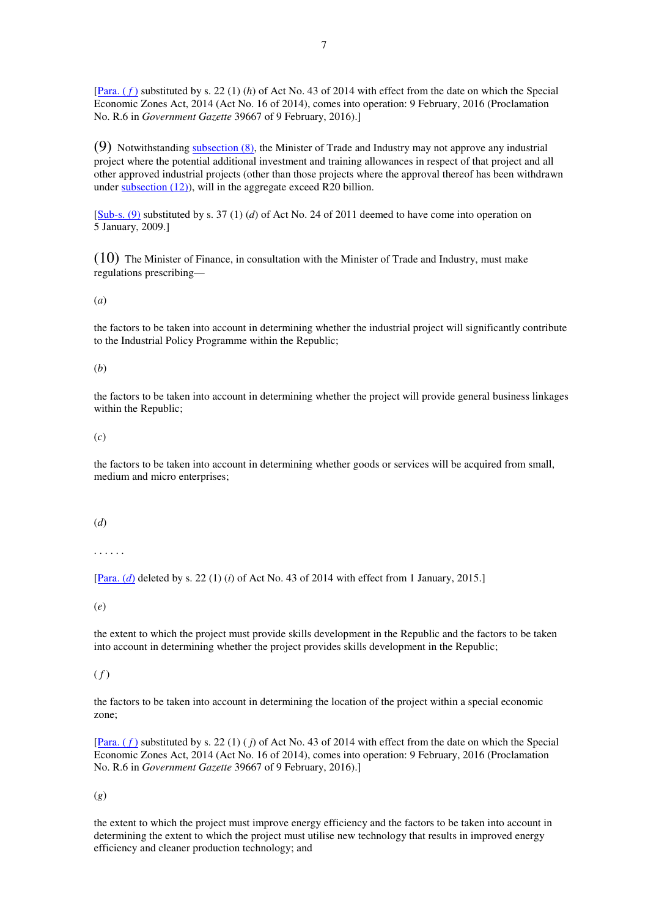[Para. (*f*) substituted by s. 22 (1) (*h*) of Act No. 43 of 2014 with effect from the date on which the Special Economic Zones Act, 2014 (Act No. 16 of 2014), comes into operation: 9 February, 2016 (Proclamation No. R.6 in *Government Gazette* 39667 of 9 February, 2016).]

(9) Notwithstanding subsection (8), the Minister of Trade and Industry may not approve any industrial project where the potential additional investment and training allowances in respect of that project and all other approved industrial projects (other than those projects where the approval thereof has been withdrawn under subsection (12)), will in the aggregate exceed R20 billion.

[Sub-s. (9) substituted by s. 37 (1) (*d*) of Act No. 24 of 2011 deemed to have come into operation on 5 January, 2009.]

(10) The Minister of Finance, in consultation with the Minister of Trade and Industry, must make regulations prescribing—

(*a*)

the factors to be taken into account in determining whether the industrial project will significantly contribute to the Industrial Policy Programme within the Republic;

(*b*)

the factors to be taken into account in determining whether the project will provide general business linkages within the Republic;

(*c*)

the factors to be taken into account in determining whether goods or services will be acquired from small, medium and micro enterprises;

(*d*)

. . . . . .

[Para. (*d*) deleted by s. 22 (1) (*i*) of Act No. 43 of 2014 with effect from 1 January, 2015.]

(*e*)

the extent to which the project must provide skills development in the Republic and the factors to be taken into account in determining whether the project provides skills development in the Republic;

(*f*)

the factors to be taken into account in determining the location of the project within a special economic zone;

[Para. (*f*) substituted by s. 22 (1) (*j*) of Act No. 43 of 2014 with effect from the date on which the Special Economic Zones Act, 2014 (Act No. 16 of 2014), comes into operation: 9 February, 2016 (Proclamation No. R.6 in *Government Gazette* 39667 of 9 February, 2016).]

(*g*)

the extent to which the project must improve energy efficiency and the factors to be taken into account in determining the extent to which the project must utilise new technology that results in improved energy efficiency and cleaner production technology; and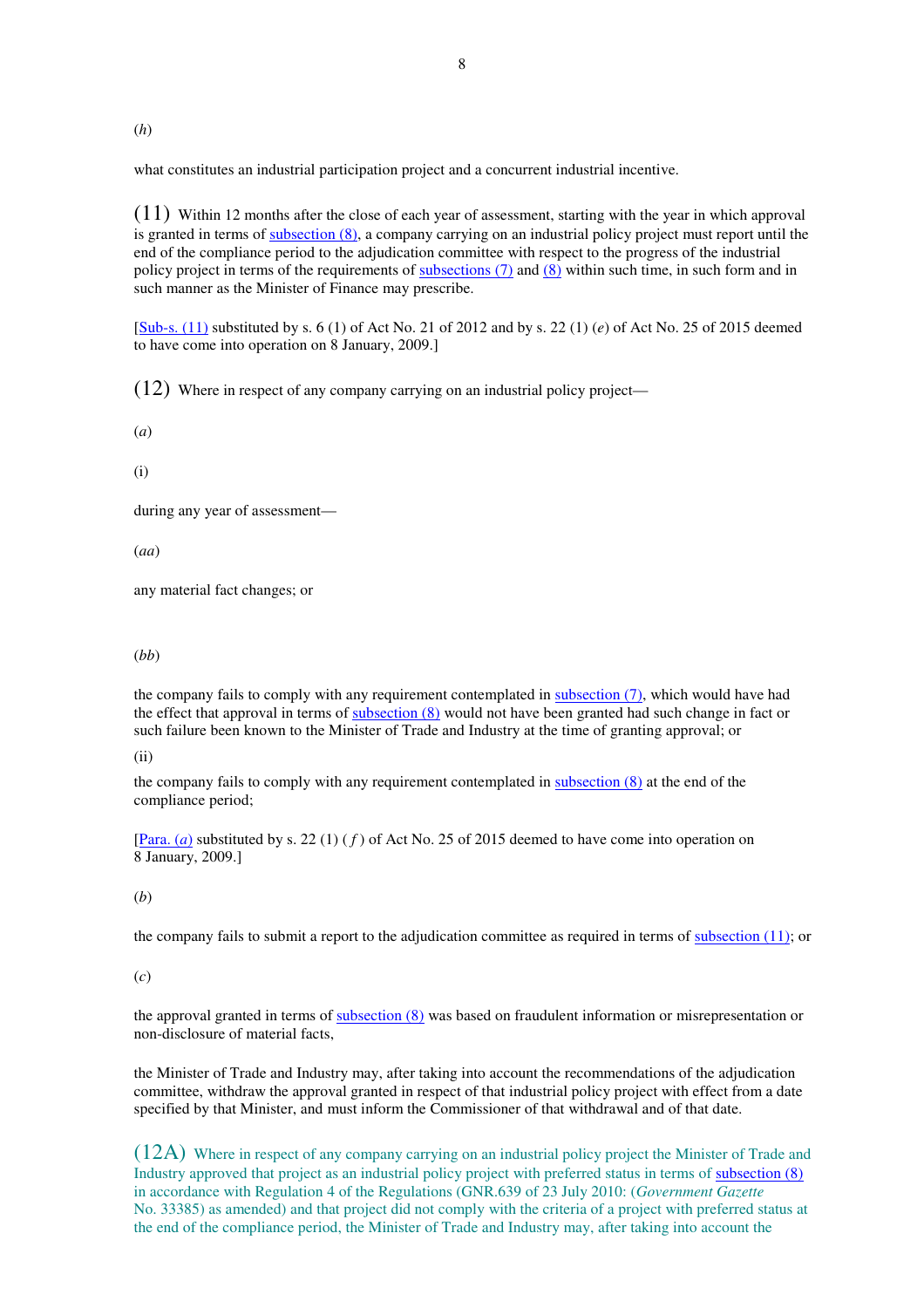(*h*)

what constitutes an industrial participation project and a concurrent industrial incentive.

(11) Within 12 months after the close of each year of assessment, starting with the year in which approval is granted in terms of subsection (8), a company carrying on an industrial policy project must report until the end of the compliance period to the adjudication committee with respect to the progress of the industrial policy project in terms of the requirements of subsections (7) and (8) within such time, in such form and in such manner as the Minister of Finance may prescribe.

[Sub-s. (11) substituted by s. 6 (1) of Act No. 21 of 2012 and by s. 22 (1) (*e*) of Act No. 25 of 2015 deemed to have come into operation on 8 January, 2009.]

(12) Where in respect of any company carrying on an industrial policy project—

(*a*)

(i)

during any year of assessment—

(*aa*)

any material fact changes; or

(*bb*)

the company fails to comply with any requirement contemplated in subsection (7), which would have had the effect that approval in terms of subsection (8) would not have been granted had such change in fact or such failure been known to the Minister of Trade and Industry at the time of granting approval; or

(ii)

the company fails to comply with any requirement contemplated in subsection (8) at the end of the compliance period;

[Para. (*a*) substituted by s. 22 (1) (*f*) of Act No. 25 of 2015 deemed to have come into operation on 8 January, 2009.]

(*b*)

the company fails to submit a report to the adjudication committee as required in terms of subsection (11); or

(*c*)

the approval granted in terms of subsection (8) was based on fraudulent information or misrepresentation or non-disclosure of material facts,

the Minister of Trade and Industry may, after taking into account the recommendations of the adjudication committee, withdraw the approval granted in respect of that industrial policy project with effect from a date specified by that Minister, and must inform the Commissioner of that withdrawal and of that date.

(12A) Where in respect of any company carrying on an industrial policy project the Minister of Trade and Industry approved that project as an industrial policy project with preferred status in terms of subsection (8) in accordance with Regulation 4 of the Regulations (GNR.639 of 23 July 2010: (*Government Gazette* No. 33385) as amended) and that project did not comply with the criteria of a project with preferred status at the end of the compliance period, the Minister of Trade and Industry may, after taking into account the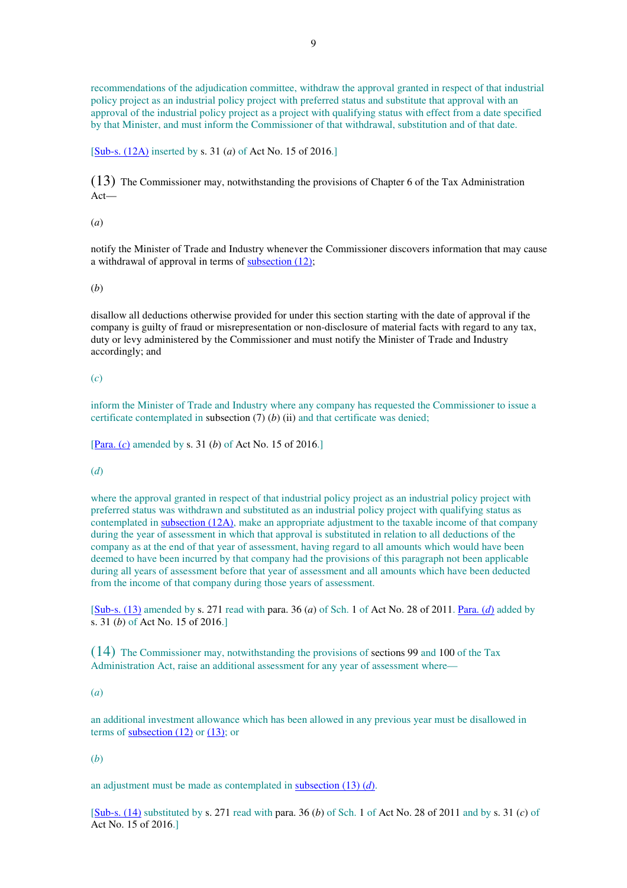recommendations of the adjudication committee, withdraw the approval granted in respect of that industrial policy project as an industrial policy project with preferred status and substitute that approval with an approval of the industrial policy project as a project with qualifying status with effect from a date specified by that Minister, and must inform the Commissioner of that withdrawal, substitution and of that date.

[Sub-s. (12A) inserted by s. 31 (*a*) of Act No. 15 of 2016.]

(13) The Commissioner may, notwithstanding the provisions of Chapter 6 of the Tax Administration Act—

(*a*)

notify the Minister of Trade and Industry whenever the Commissioner discovers information that may cause a withdrawal of approval in terms of subsection (12);

(*b*)

disallow all deductions otherwise provided for under this section starting with the date of approval if the company is guilty of fraud or misrepresentation or non-disclosure of material facts with regard to any tax, duty or levy administered by the Commissioner and must notify the Minister of Trade and Industry accordingly; and

(*c*)

inform the Minister of Trade and Industry where any company has requested the Commissioner to issue a certificate contemplated in subsection (7) (*b*) (ii) and that certificate was denied;

[Para. (*c*) amended by s. 31 (*b*) of Act No. 15 of 2016.]

(*d*)

where the approval granted in respect of that industrial policy project as an industrial policy project with preferred status was withdrawn and substituted as an industrial policy project with qualifying status as contemplated in subsection (12A), make an appropriate adjustment to the taxable income of that company during the year of assessment in which that approval is substituted in relation to all deductions of the company as at the end of that year of assessment, having regard to all amounts which would have been deemed to have been incurred by that company had the provisions of this paragraph not been applicable during all years of assessment before that year of assessment and all amounts which have been deducted from the income of that company during those years of assessment.

[Sub-s. (13) amended by s. 271 read with para. 36 (*a*) of Sch. 1 of Act No. 28 of 2011. Para. (*d*) added by s. 31 (*b*) of Act No. 15 of 2016.]

(14) The Commissioner may, notwithstanding the provisions of sections 99 and 100 of the Tax Administration Act, raise an additional assessment for any year of assessment where—

(*a*)

an additional investment allowance which has been allowed in any previous year must be disallowed in terms of subsection (12) or (13); or

(*b*)

an adjustment must be made as contemplated in subsection (13) (*d*).

[Sub-s. (14) substituted by s. 271 read with para. 36 (*b*) of Sch. 1 of Act No. 28 of 2011 and by s. 31 (*c*) of Act No. 15 of 2016.]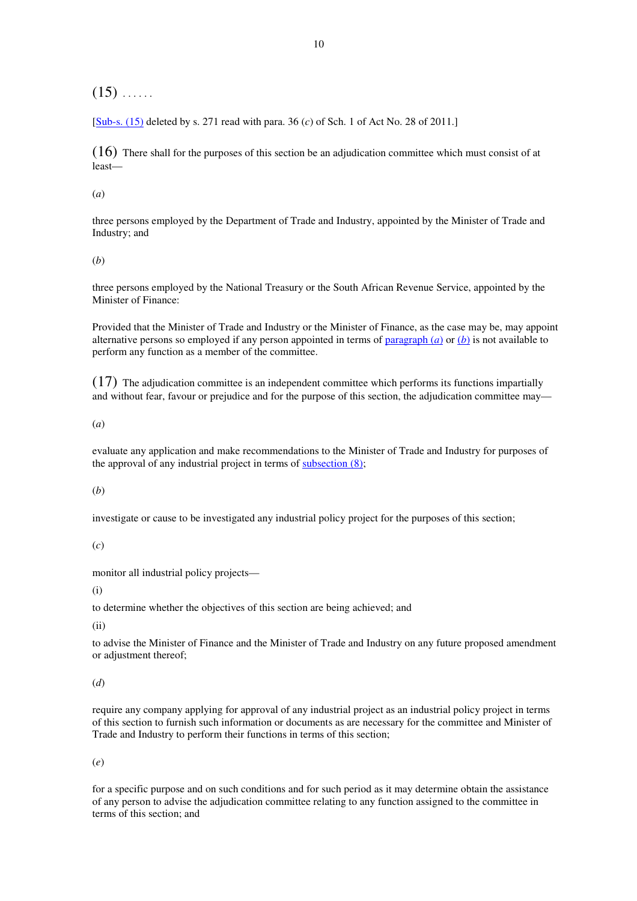(15) . . . . . .

[Sub-s. (15) deleted by s. 271 read with para. 36 (*c*) of Sch. 1 of Act No. 28 of 2011.]

(16) There shall for the purposes of this section be an adjudication committee which must consist of at least—

(*a*)

three persons employed by the Department of Trade and Industry, appointed by the Minister of Trade and Industry; and

(*b*)

three persons employed by the National Treasury or the South African Revenue Service, appointed by the Minister of Finance:

Provided that the Minister of Trade and Industry or the Minister of Finance, as the case may be, may appoint alternative persons so employed if any person appointed in terms of paragraph (*a*) or (*b*) is not available to perform any function as a member of the committee.

(17) The adjudication committee is an independent committee which performs its functions impartially and without fear, favour or prejudice and for the purpose of this section, the adjudication committee may—

(*a*)

evaluate any application and make recommendations to the Minister of Trade and Industry for purposes of the approval of any industrial project in terms of subsection (8);

(*b*)

investigate or cause to be investigated any industrial policy project for the purposes of this section;

(*c*)

monitor all industrial policy projects—

(i)

to determine whether the objectives of this section are being achieved; and

(ii)

to advise the Minister of Finance and the Minister of Trade and Industry on any future proposed amendment or adjustment thereof;

(*d*)

require any company applying for approval of any industrial project as an industrial policy project in terms of this section to furnish such information or documents as are necessary for the committee and Minister of Trade and Industry to perform their functions in terms of this section;

(*e*)

for a specific purpose and on such conditions and for such period as it may determine obtain the assistance of any person to advise the adjudication committee relating to any function assigned to the committee in terms of this section; and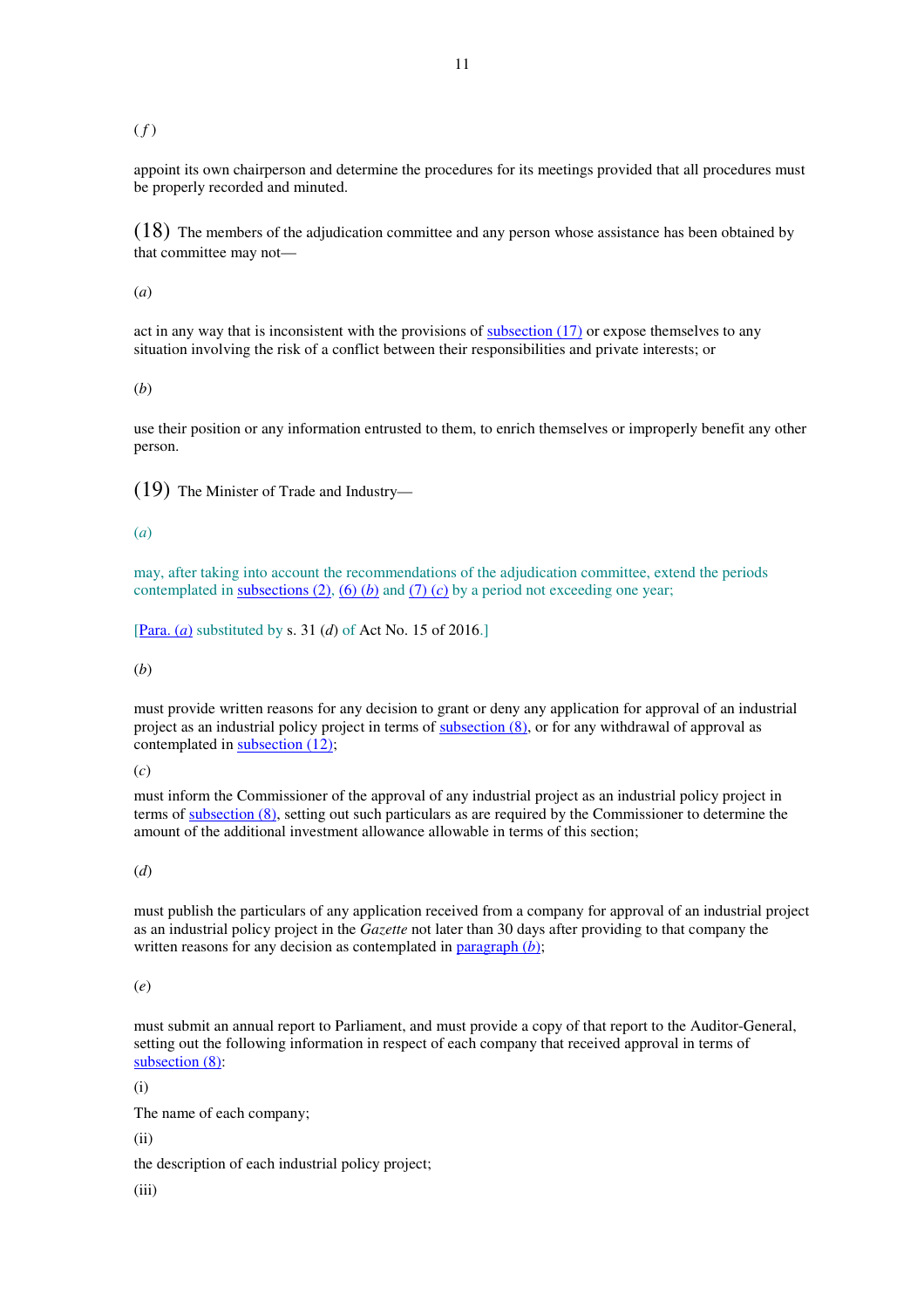(*f*)

appoint its own chairperson and determine the procedures for its meetings provided that all procedures must be properly recorded and minuted.

(18) The members of the adjudication committee and any person whose assistance has been obtained by that committee may not—

(*a*)

act in any way that is inconsistent with the provisions of subsection (17) or expose themselves to any situation involving the risk of a conflict between their responsibilities and private interests; or

(*b*)

use their position or any information entrusted to them, to enrich themselves or improperly benefit any other person.

(19) The Minister of Trade and Industry—

(*a*)

may, after taking into account the recommendations of the adjudication committee, extend the periods contemplated in subsections (2), (6) (*b*) and (7) (*c*) by a period not exceeding one year;

[Para. (*a*) substituted by s. 31 (*d*) of Act No. 15 of 2016.]

(*b*)

must provide written reasons for any decision to grant or deny any application for approval of an industrial project as an industrial policy project in terms of subsection (8), or for any withdrawal of approval as contemplated in subsection (12);

(*c*)

must inform the Commissioner of the approval of any industrial project as an industrial policy project in terms of subsection (8), setting out such particulars as are required by the Commissioner to determine the amount of the additional investment allowance allowable in terms of this section;

(*d*)

must publish the particulars of any application received from a company for approval of an industrial project as an industrial policy project in the *Gazette* not later than 30 days after providing to that company the written reasons for any decision as contemplated in paragraph (*b*);

(*e*)

must submit an annual report to Parliament, and must provide a copy of that report to the Auditor-General, setting out the following information in respect of each company that received approval in terms of subsection (8):

(i)

The name of each company;

(ii)

the description of each industrial policy project;

(iii)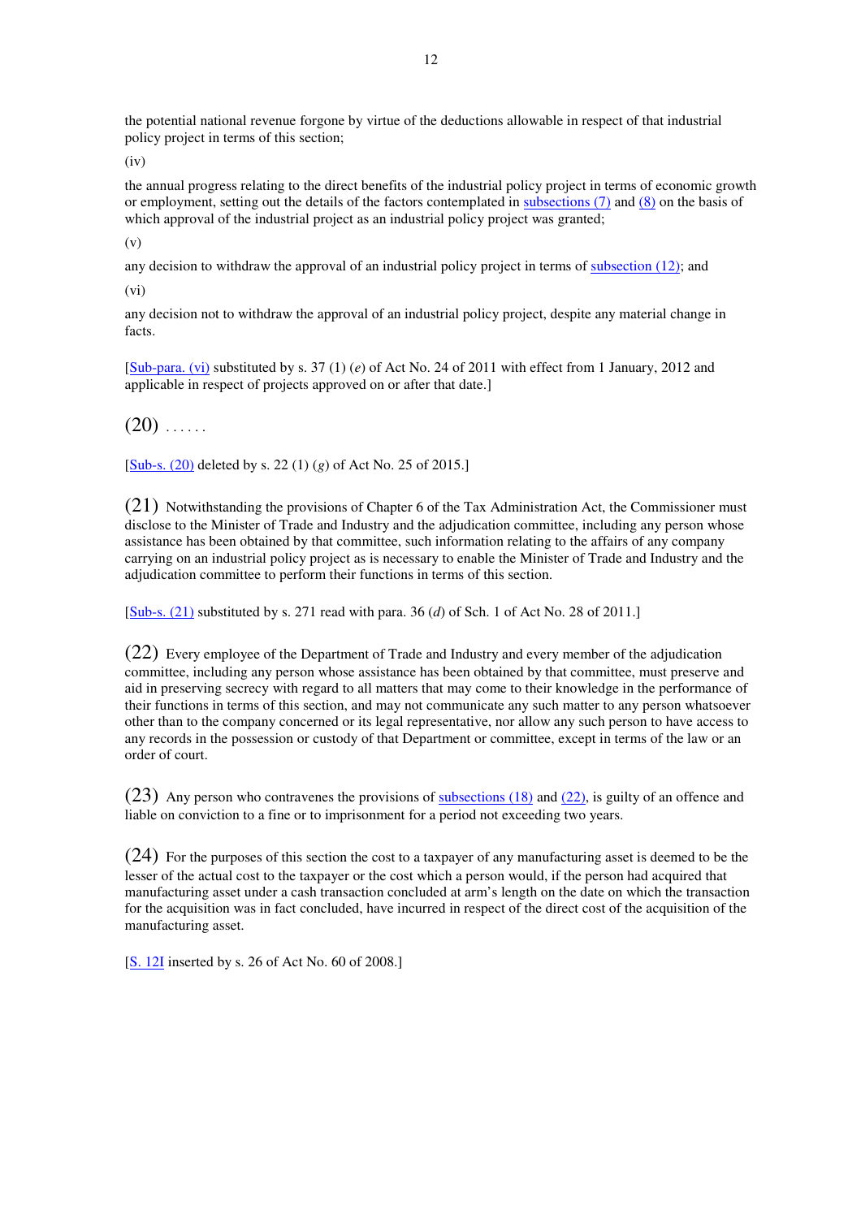the potential national revenue forgone by virtue of the deductions allowable in respect of that industrial policy project in terms of this section;

(iv)

the annual progress relating to the direct benefits of the industrial policy project in terms of economic growth or employment, setting out the details of the factors contemplated in subsections (7) and (8) on the basis of which approval of the industrial project as an industrial policy project was granted;

(v)

any decision to withdraw the approval of an industrial policy project in terms of subsection (12); and

(vi)

any decision not to withdraw the approval of an industrial policy project, despite any material change in facts.

[Sub-para. (vi) substituted by s. 37 (1) (*e*) of Act No. 24 of 2011 with effect from 1 January, 2012 and applicable in respect of projects approved on or after that date.]

(20) . . . . . .

[Sub-s. (20) deleted by s. 22 (1) (*g*) of Act No. 25 of 2015.]

(21) Notwithstanding the provisions of Chapter 6 of the Tax Administration Act, the Commissioner must disclose to the Minister of Trade and Industry and the adjudication committee, including any person whose assistance has been obtained by that committee, such information relating to the affairs of any company carrying on an industrial policy project as is necessary to enable the Minister of Trade and Industry and the adjudication committee to perform their functions in terms of this section.

[Sub-s. (21) substituted by s. 271 read with para. 36 (*d*) of Sch. 1 of Act No. 28 of 2011.]

(22) Every employee of the Department of Trade and Industry and every member of the adjudication committee, including any person whose assistance has been obtained by that committee, must preserve and aid in preserving secrecy with regard to all matters that may come to their knowledge in the performance of their functions in terms of this section, and may not communicate any such matter to any person whatsoever other than to the company concerned or its legal representative, nor allow any such person to have access to any records in the possession or custody of that Department or committee, except in terms of the law or an order of court.

(23) Any person who contravenes the provisions of subsections (18) and (22), is guilty of an offence and liable on conviction to a fine or to imprisonment for a period not exceeding two years.

(24) For the purposes of this section the cost to a taxpayer of any manufacturing asset is deemed to be the lesser of the actual cost to the taxpayer or the cost which a person would, if the person had acquired that manufacturing asset under a cash transaction concluded at arm's length on the date on which the transaction for the acquisition was in fact concluded, have incurred in respect of the direct cost of the acquisition of the manufacturing asset.

[S. 12I inserted by s. 26 of Act No. 60 of 2008.]